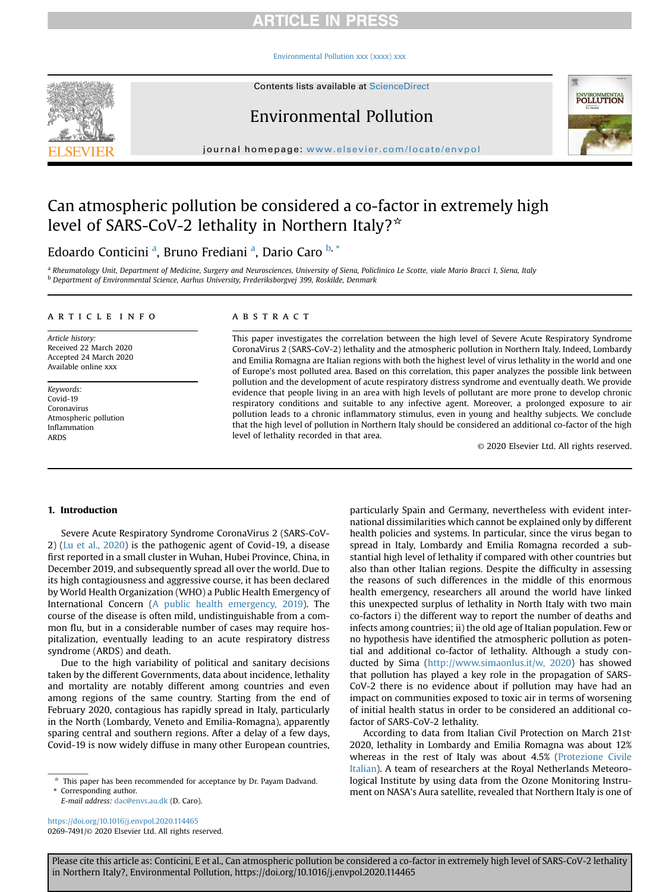# Can atmospheric pollution be considered a co-factor in extremely high level of SARS-CoV-2 lethality in Northern Italy?☆

Edoardo Conticini [a], Bruno Frediani [a], Dario Caro [b,*]

[a] Rheumatology Unit, Department of Medicine, Surgery and Neurosciences, University of Siena, Policlinico Le Scotte, viale Mario Bracci 1, Siena, Italy
[b] Department of Environmental Science, Aarhus University, Frederiksborgvej 399, Roskilde, Denmark

## ARTICLE INFO

*Article history:*
Received 22 March 2020
Accepted 24 March 2020
Available online xxx

*Keywords:*
Covid-19
Coronavirus
Atmospheric pollution
Inflammation
ARDS

## ABSTRACT

This paper investigates the correlation between the high level of Severe Acute Respiratory Syndrome CoronaVirus 2 (SARS-CoV-2) lethality and the atmospheric pollution in Northern Italy. Indeed, Lombardy and Emilia Romagna are Italian regions with both the highest level of virus lethality in the world and one of Europe's most polluted area. Based on this correlation, this paper analyzes the possible link between pollution and the development of acute respiratory distress syndrome and eventually death. We provide evidence that people living in an area with high levels of pollutant are more prone to develop chronic respiratory conditions and suitable to any infective agent. Moreover, a prolonged exposure to air pollution leads to a chronic inflammatory stimulus, even in young and healthy subjects. We conclude that the high level of pollution in Northern Italy should be considered an additional co-factor of the high level of lethality recorded in that area.

© 2020 Elsevier Ltd. All rights reserved.

## 1. Introduction

Severe Acute Respiratory Syndrome CoronaVirus 2 (SARS-CoV-2) (Lu et al., 2020) is the pathogenic agent of Covid-19, a disease first reported in a small cluster in Wuhan, Hubei Province, China, in December 2019, and subsequently spread all over the world. Due to its high contagiousness and aggressive course, it has been declared by World Health Organization (WHO) a Public Health Emergency of International Concern (A public health emergency, 2019). The course of the disease is often mild, undistinguishable from a common flu, but in a considerable number of cases may require hospitalization, eventually leading to an acute respiratory distress syndrome (ARDS) and death.

Due to the high variability of political and sanitary decisions taken by the different Governments, data about incidence, lethality and mortality are notably different among countries and even among regions of the same country. Starting from the end of February 2020, contagious has rapidly spread in Italy, particularly in the North (Lombardy, Veneto and Emilia-Romagna), apparently sparing central and southern regions. After a delay of a few days, Covid-19 is now widely diffuse in many other European countries, particularly Spain and Germany, nevertheless with evident international dissimilarities which cannot be explained only by different health policies and systems. In particular, since the virus began to spread in Italy, Lombardy and Emilia Romagna recorded a substantial high level of lethality if compared with other countries but also than other Italian regions. Despite the difficulty in assessing the reasons of such differences in the middle of this enormous health emergency, researchers all around the world have linked this unexpected surplus of lethality in North Italy with two main co-factors i) the different way to report the number of deaths and infects among countries; ii) the old age of Italian population. Few or no hypothesis have identified the atmospheric pollution as potential and additional co-factor of lethality. Although a study conducted by Sima (http://www.simaonlus.it/w, 2020) has showed that pollution has played a key role in the propagation of SARS-CoV-2 there is no evidence about if pollution may have had an impact on communities exposed to toxic air in terms of worsening of initial health status in order to be considered an additional co-factor of SARS-CoV-2 lethality.

According to data from Italian Civil Protection on March 21st 2020, lethality in Lombardy and Emilia Romagna was about 12% whereas in the rest of Italy was about 4.5% (Protezione Civile Italian). A team of researchers at the Royal Netherlands Meteorological Institute by using data from the Ozone Monitoring Instrument on NASA's Aura satellite, revealed that Northern Italy is one of

☆ This paper has been recommended for acceptance by Dr. Payam Dadvand.
\* Corresponding author.
E-mail address: dac@envs.au.dk (D. Caro).

https://doi.org/10.1016/j.envpol.2020.114465
0269-7491/© 2020 Elsevier Ltd. All rights reserved.

Please cite this article as: Conticini, E et al., Can atmospheric pollution be considered a co-factor in extremely high level of SARS-CoV-2 lethality in Northern Italy?, Environmental Pollution, https://doi.org/10.1016/j.envpol.2020.114465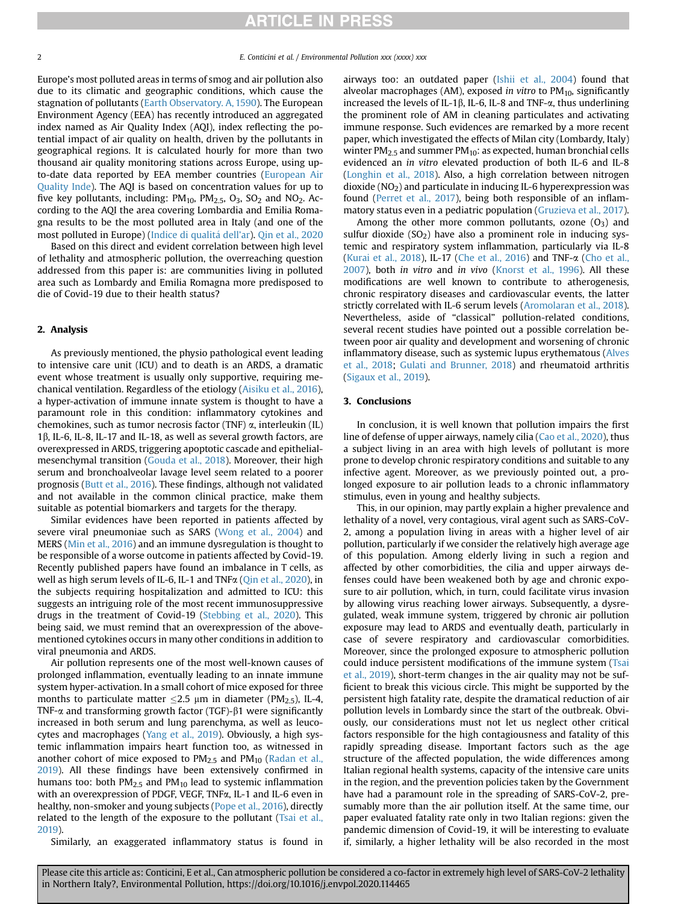Europe's most polluted areas in terms of smog and air pollution also due to its climatic and geographic conditions, which cause the stagnation of pollutants (Earth Observatory. A, 1590). The European Environment Agency (EEA) has recently introduced an aggregated index named as Air Quality Index (AQI), index reflecting the potential impact of air quality on health, driven by the pollutants in geographical regions. It is calculated hourly for more than two thousand air quality monitoring stations across Europe, using up-to-date data reported by EEA member countries (European Air Quality Inde). The AQI is based on concentration values for up to five key pollutants, including: $PM_{10}$, $PM_{2.5}$, $O_3$, $SO_2$ and $NO_2$. According to the AQI the area covering Lombardia and Emilia Romagna results to be the most polluted area in Italy (and one of the most polluted in Europe) (Indice di qualitá dell'ar). Qin et al., 2020

Based on this direct and evident correlation between high level of lethality and atmospheric pollution, the overreaching question addressed from this paper is: are communities living in polluted area such as Lombardy and Emilia Romagna more predisposed to die of Covid-19 due to their health status?

## 2. Analysis

As previously mentioned, the physio pathological event leading to intensive care unit (ICU) and to death is an ARDS, a dramatic event whose treatment is usually only supportive, requiring mechanical ventilation. Regardless of the etiology (Aisiku et al., 2016), a hyper-activation of immune innate system is thought to have a paramount role in this condition: inflammatory cytokines and chemokines, such as tumor necrosis factor (TNF) α, interleukin (IL) 1β, IL-6, IL-8, IL-17 and IL-18, as well as several growth factors, are overexpressed in ARDS, triggering apoptotic cascade and epithelial-mesenchymal transition (Gouda et al., 2018). Moreover, their high serum and bronchoalveolar lavage level seem related to a poorer prognosis (Butt et al., 2016). These findings, although not validated and not available in the common clinical practice, make them suitable as potential biomarkers and targets for the therapy.

Similar evidences have been reported in patients affected by severe viral pneumoniae such as SARS (Wong et al., 2004) and MERS (Min et al., 2016) and an immune dysregulation is thought to be responsible of a worse outcome in patients affected by Covid-19. Recently published papers have found an imbalance in T cells, as well as high serum levels of IL-6, IL-1 and TNFα (Qin et al., 2020), in the subjects requiring hospitalization and admitted to ICU: this suggests an intriguing role of the most recent immunosuppressive drugs in the treatment of Covid-19 (Stebbing et al., 2020). This being said, we must remind that an overexpression of the above-mentioned cytokines occurs in many other conditions in addition to viral pneumonia and ARDS.

Air pollution represents one of the most well-known causes of prolonged inflammation, eventually leading to an innate immune system hyper-activation. In a small cohort of mice exposed for three months to particulate matter ≤2.5 μm in diameter ($PM_{2.5}$), IL-4, TNF-α and transforming growth factor (TGF)-β1 were significantly increased in both serum and lung parenchyma, as well as leucocytes and macrophages (Yang et al., 2019). Obviously, a high systemic inflammation impairs heart function too, as witnessed in another cohort of mice exposed to $PM_{2.5}$ and $PM_{10}$ (Radan et al., 2019). All these findings have been extensively confirmed in humans too: both $PM_{2.5}$ and $PM_{10}$ lead to systemic inflammation with an overexpression of PDGF, VEGF, TNFα, IL-1 and IL-6 even in healthy, non-smoker and young subjects (Pope et al., 2016), directly related to the length of the exposure to the pollutant (Tsai et al., 2019).

Similarly, an exaggerated inflammatory status is found in airways too: an outdated paper (Ishii et al., 2004) found that alveolar macrophages (AM), exposed *in vitro* to $PM_{10}$, significantly increased the levels of IL-1β, IL-6, IL-8 and TNF-α, thus underlining the prominent role of AM in cleaning particulates and activating immune response. Such evidences are remarked by a more recent paper, which investigated the effects of Milan city (Lombardy, Italy) winter $PM_{2.5}$ and summer $PM_{10}$: as expected, human bronchial cells evidenced an *in vitro* elevated production of both IL-6 and IL-8 (Longhin et al., 2018). Also, a high correlation between nitrogen dioxide ($NO_2$) and particulate in inducing IL-6 hyperexpression was found (Perret et al., 2017), being both responsible of an inflammatory status even in a pediatric population (Gruzieva et al., 2017).

Among the other more common pollutants, ozone ($O_3$) and sulfur dioxide ($SO_2$) have also a prominent role in inducing systemic and respiratory system inflammation, particularly via IL-8 (Kurai et al., 2018), IL-17 (Che et al., 2016) and TNF-α (Cho et al., 2007), both *in vitro* and *in vivo* (Knorst et al., 1996). All these modifications are well known to contribute to atherogenesis, chronic respiratory diseases and cardiovascular events, the latter strictly correlated with IL-6 serum levels (Aromolaran et al., 2018). Nevertheless, aside of "classical" pollution-related conditions, several recent studies have pointed out a possible correlation between poor air quality and development and worsening of chronic inflammatory disease, such as systemic lupus erythematous (Alves et al., 2018; Gulati and Brunner, 2018) and rheumatoid arthritis (Sigaux et al., 2019).

## 3. Conclusions

In conclusion, it is well known that pollution impairs the first line of defense of upper airways, namely cilia (Cao et al., 2020), thus a subject living in an area with high levels of pollutant is more prone to develop chronic respiratory conditions and suitable to any infective agent. Moreover, as we previously pointed out, a prolonged exposure to air pollution leads to a chronic inflammatory stimulus, even in young and healthy subjects.

This, in our opinion, may partly explain a higher prevalence and lethality of a novel, very contagious, viral agent such as SARS-CoV-2, among a population living in areas with a higher level of air pollution, particularly if we consider the relatively high average age of this population. Among elderly living in such a region and affected by other comorbidities, the cilia and upper airways defenses could have been weakened both by age and chronic exposure to air pollution, which, in turn, could facilitate virus invasion by allowing virus reaching lower airways. Subsequently, a dysregulated, weak immune system, triggered by chronic air pollution exposure may lead to ARDS and eventually death, particularly in case of severe respiratory and cardiovascular comorbidities. Moreover, since the prolonged exposure to atmospheric pollution could induce persistent modifications of the immune system (Tsai et al., 2019), short-term changes in the air quality may not be sufficient to break this vicious circle. This might be supported by the persistent high fatality rate, despite the dramatical reduction of air pollution levels in Lombardy since the start of the outbreak. Obviously, our considerations must not let us neglect other critical factors responsible for the high contagiousness and fatality of this rapidly spreading disease. Important factors such as the age structure of the affected population, the wide differences among Italian regional health systems, capacity of the intensive care units in the region, and the prevention policies taken by the Government have had a paramount role in the spreading of SARS-CoV-2, presumably more than the air pollution itself. At the same time, our paper evaluated fatality rate only in two Italian regions: given the pandemic dimension of Covid-19, it will be interesting to evaluate if, similarly, a higher lethality will be also recorded in the most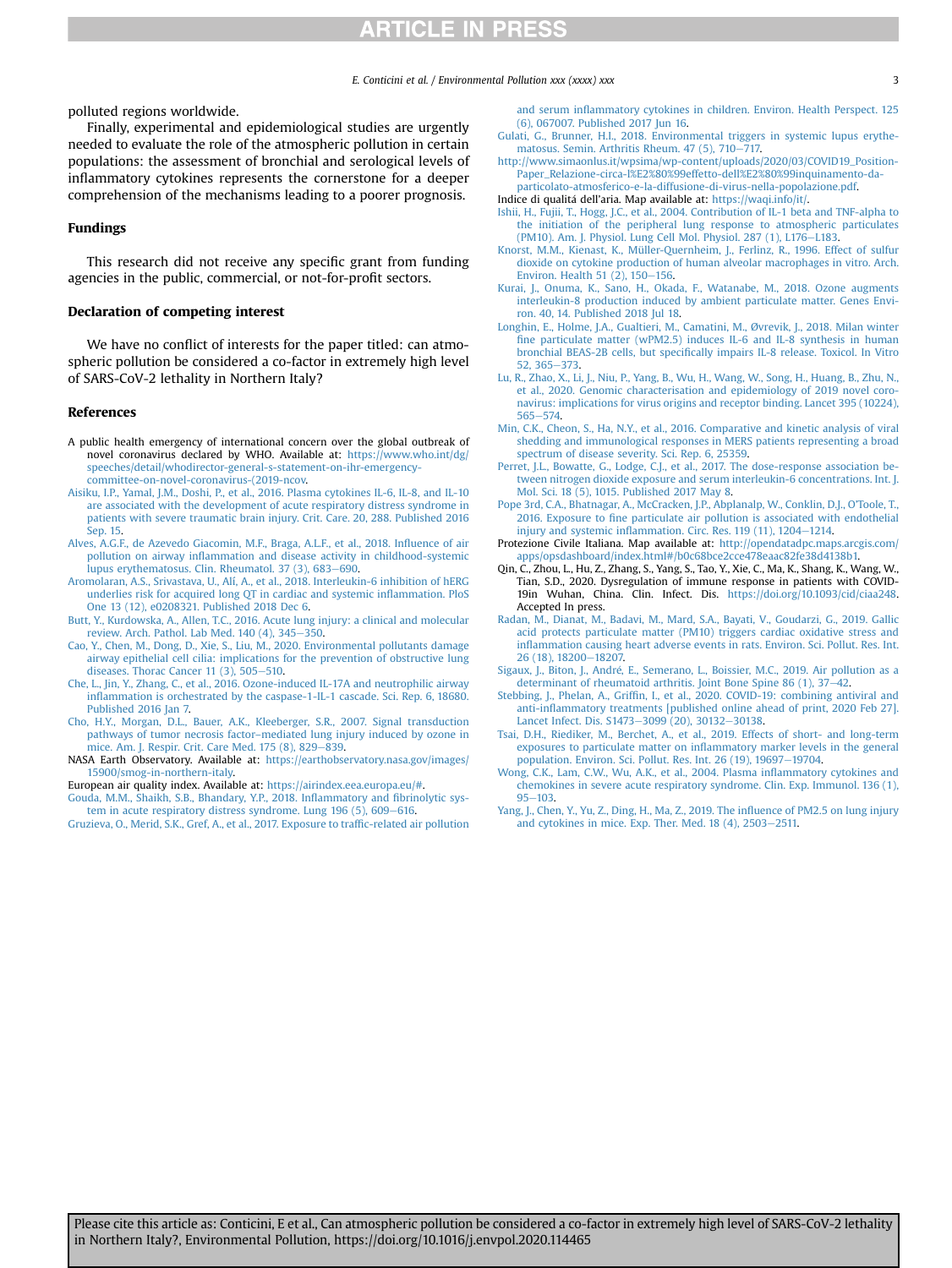polluted regions worldwide.

Finally, experimental and epidemiological studies are urgently needed to evaluate the role of the atmospheric pollution in certain populations: the assessment of bronchial and serological levels of inflammatory cytokines represents the cornerstone for a deeper comprehension of the mechanisms leading to a poorer prognosis.

## Fundings

This research did not receive any specific grant from funding agencies in the public, commercial, or not-for-profit sectors.

## Declaration of competing interest

We have no conflict of interests for the paper titled: can atmospheric pollution be considered a co-factor in extremely high level of SARS-CoV-2 lethality in Northern Italy?

## References

A public health emergency of international concern over the global outbreak of novel coronavirus declared by WHO. Available at: https://www.who.int/dg/speeches/detail/whodirector-general-s-statement-on-ihr-emergency-committee-on-novel-coronavirus-(2019-ncov.

Aisiku, I.P., Yamal, J.M., Doshi, P., et al., 2016. Plasma cytokines IL-6, IL-8, and IL-10 are associated with the development of acute respiratory distress syndrome in patients with severe traumatic brain injury. Crit. Care. 20, 288. Published 2016 Sep. 15.

Alves, A.G.F., de Azevedo Giacomin, M.F., Braga, A.L.F., et al., 2018. Influence of air pollution on airway inflammation and disease activity in childhood-systemic lupus erythematosus. Clin. Rheumatol. 37 (3), 683–690.

Aromolaran, A.S., Srivastava, U., Alí, A., et al., 2018. Interleukin-6 inhibition of hERG underlies risk for acquired long QT in cardiac and systemic inflammation. PloS One 13 (12), e0208321. Published 2018 Dec 6.

Butt, Y., Kurdowska, A., Allen, T.C., 2016. Acute lung injury: a clinical and molecular review. Arch. Pathol. Lab Med. 140 (4), 345–350.

Cao, Y., Chen, M., Dong, D., Xie, S., Liu, M., 2020. Environmental pollutants damage airway epithelial cell cilia: implications for the prevention of obstructive lung diseases. Thorac Cancer 11 (3), 505–510.

Che, L., Jin, Y., Zhang, C., et al., 2016. Ozone-induced IL-17A and neutrophilic airway inflammation is orchestrated by the caspase-1-IL-1 cascade. Sci. Rep. 6, 18680. Published 2016 Jan 7.

Cho, H.Y., Morgan, D.L., Bauer, A.K., Kleeberger, S.R., 2007. Signal transduction pathways of tumor necrosis factor–mediated lung injury induced by ozone in mice. Am. J. Respir. Crit. Care Med. 175 (8), 829–839.

NASA Earth Observatory. Available at: https://earthobservatory.nasa.gov/images/15900/smog-in-northern-italy.

European air quality index. Available at: https://airindex.eea.europa.eu/#.

Gouda, M.M., Shaikh, S.B., Bhandary, Y.P., 2018. Inflammatory and fibrinolytic system in acute respiratory distress syndrome. Lung 196 (5), 609–616.

Gruzieva, O., Merid, S.K., Gref, A., et al., 2017. Exposure to traffic-related air pollution and serum inflammatory cytokines in children. Environ. Health Perspect. 125 (6), 067007. Published 2017 Jun 16.

Gulati, G., Brunner, H.I., 2018. Environmental triggers in systemic lupus erythematosus. Semin. Arthritis Rheum. 47 (5), 710–717.

http://www.simaonlus.it/wpsima/wp-content/uploads/2020/03/COVID19_Position-Paper_Relazione-circa-l%E2%80%99effetto-dell%E2%80%99inquinamento-da-particolato-atmosferico-e-la-diffusione-di-virus-nella-popolazione.pdf.

Indice di qualitá dell'aria. Map available at: https://waqi.info/it/.

Ishii, H., Fujii, T., Hogg, J.C., et al., 2004. Contribution of IL-1 beta and TNF-alpha to the initiation of the peripheral lung response to atmospheric particulates (PM10). Am. J. Physiol. Lung Cell Mol. Physiol. 287 (1), L176–L183.

Knorst, M.M., Kienast, K., Müller-Quernheim, J., Ferlinz, R., 1996. Effect of sulfur dioxide on cytokine production of human alveolar macrophages in vitro. Arch. Environ. Health 51 (2), 150–156.

Kurai, J., Onuma, K., Sano, H., Okada, F., Watanabe, M., 2018. Ozone augments interleukin-8 production induced by ambient particulate matter. Genes Environ. 40, 14. Published 2018 Jul 18.

Longhin, E., Holme, J.A., Gualtieri, M., Camatini, M., Øvrevik, J., 2018. Milan winter fine particulate matter (wPM2.5) induces IL-6 and IL-8 synthesis in human bronchial BEAS-2B cells, but specifically impairs IL-8 release. Toxicol. In Vitro 52, 365–373.

Lu, R., Zhao, X., Li, J., Niu, P., Yang, B., Wu, H., Wang, W., Song, H., Huang, B., Zhu, N., et al., 2020. Genomic characterisation and epidemiology of 2019 novel coronavirus: implications for virus origins and receptor binding. Lancet 395 (10224), 565–574.

Min, C.K., Cheon, S., Ha, N.Y., et al., 2016. Comparative and kinetic analysis of viral shedding and immunological responses in MERS patients representing a broad spectrum of disease severity. Sci. Rep. 6, 25359.

Perret, J.L., Bowatte, G., Lodge, C.J., et al., 2017. The dose-response association between nitrogen dioxide exposure and serum interleukin-6 concentrations. Int. J. Mol. Sci. 18 (5), 1015. Published 2017 May 8.

Pope 3rd, C.A., Bhatnagar, A., McCracken, J.P., Abplanalp, W., Conklin, D.J., O'Toole, T., 2016. Exposure to fine particulate air pollution is associated with endothelial injury and systemic inflammation. Circ. Res. 119 (11), 1204–1214.

Protezione Civile Italiana. Map available at: http://opendatadpc.maps.arcgis.com/apps/opsdashboard/index.html#/b0c68bce2cce478eaac82fe38d4138b1.

Qin, C., Zhou, L., Hu, Z., Zhang, S., Yang, S., Tao, Y., Xie, C., Ma, K., Shang, K., Wang, W., Tian, S.D., 2020. Dysregulation of immune response in patients with COVID-19in Wuhan, China. Clin. Infect. Dis. https://doi.org/10.1093/cid/ciaa248. Accepted In press.

Radan, M., Dianat, M., Badavi, M., Mard, S.A., Bayati, V., Goudarzi, G., 2019. Gallic acid protects particulate matter (PM10) triggers cardiac oxidative stress and inflammation causing heart adverse events in rats. Environ. Sci. Pollut. Res. Int. 26 (18), 18200–18207.

Sigaux, J., Biton, J., André, E., Semerano, L., Boissier, M.C., 2019. Air pollution as a determinant of rheumatoid arthritis. Joint Bone Spine 86 (1), 37–42.

Stebbing, J., Phelan, A., Griffin, I., et al., 2020. COVID-19: combining antiviral and anti-inflammatory treatments [published online ahead of print, 2020 Feb 27]. Lancet Infect. Dis. S1473–3099 (20), 30132–30138.

Tsai, D.H., Riediker, M., Berchet, A., et al., 2019. Effects of short- and long-term exposures to particulate matter on inflammatory marker levels in the general population. Environ. Sci. Pollut. Res. Int. 26 (19), 19697–19704.

Wong, C.K., Lam, C.W., Wu, A.K., et al., 2004. Plasma inflammatory cytokines and chemokines in severe acute respiratory syndrome. Clin. Exp. Immunol. 136 (1), 95–103.

Yang, J., Chen, Y., Yu, Z., Ding, H., Ma, Z., 2019. The influence of PM2.5 on lung injury and cytokines in mice. Exp. Ther. Med. 18 (4), 2503–2511.